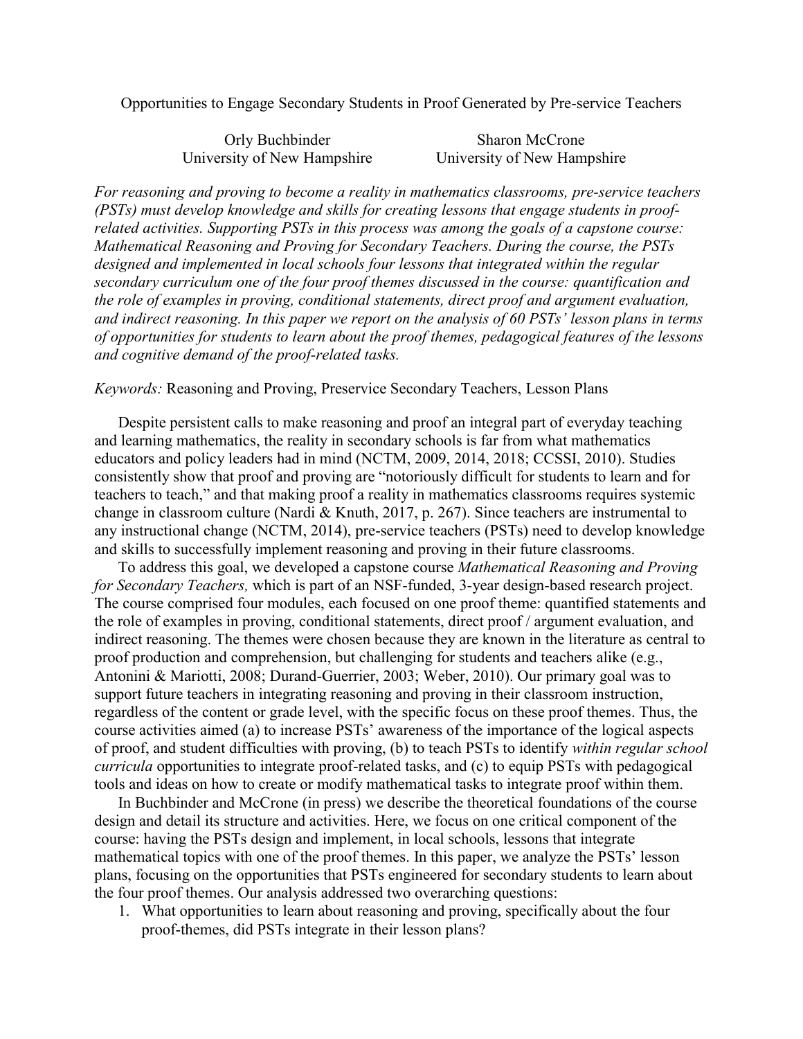# Opportunities to Engage Secondary Students in Proof Generated by Pre-service Teachers

Orly Buchbinder
University of New Hampshire

Sharon McCrone
University of New Hampshire

*For reasoning and proving to become a reality in mathematics classrooms, pre-service teachers (PSTs) must develop knowledge and skills for creating lessons that engage students in proof-related activities. Supporting PSTs in this process was among the goals of a capstone course: Mathematical Reasoning and Proving for Secondary Teachers. During the course, the PSTs designed and implemented in local schools four lessons that integrated within the regular secondary curriculum one of the four proof themes discussed in the course: quantification and the role of examples in proving, conditional statements, direct proof and argument evaluation, and indirect reasoning. In this paper we report on the analysis of 60 PSTs' lesson plans in terms of opportunities for students to learn about the proof themes, pedagogical features of the lessons and cognitive demand of the proof-related tasks.*

*Keywords:* Reasoning and Proving, Preservice Secondary Teachers, Lesson Plans

Despite persistent calls to make reasoning and proof an integral part of everyday teaching and learning mathematics, the reality in secondary schools is far from what mathematics educators and policy leaders had in mind (NCTM, 2009, 2014, 2018; CCSSI, 2010). Studies consistently show that proof and proving are "notoriously difficult for students to learn and for teachers to teach," and that making proof a reality in mathematics classrooms requires systemic change in classroom culture (Nardi & Knuth, 2017, p. 267). Since teachers are instrumental to any instructional change (NCTM, 2014), pre-service teachers (PSTs) need to develop knowledge and skills to successfully implement reasoning and proving in their future classrooms.

To address this goal, we developed a capstone course *Mathematical Reasoning and Proving for Secondary Teachers,* which is part of an NSF-funded, 3-year design-based research project. The course comprised four modules, each focused on one proof theme: quantified statements and the role of examples in proving, conditional statements, direct proof / argument evaluation, and indirect reasoning. The themes were chosen because they are known in the literature as central to proof production and comprehension, but challenging for students and teachers alike (e.g., Antonini & Mariotti, 2008; Durand-Guerrier, 2003; Weber, 2010). Our primary goal was to support future teachers in integrating reasoning and proving in their classroom instruction, regardless of the content or grade level, with the specific focus on these proof themes. Thus, the course activities aimed (a) to increase PSTs' awareness of the importance of the logical aspects of proof, and student difficulties with proving, (b) to teach PSTs to identify *within regular school curricula* opportunities to integrate proof-related tasks, and (c) to equip PSTs with pedagogical tools and ideas on how to create or modify mathematical tasks to integrate proof within them.

In Buchbinder and McCrone (in press) we describe the theoretical foundations of the course design and detail its structure and activities. Here, we focus on one critical component of the course: having the PSTs design and implement, in local schools, lessons that integrate mathematical topics with one of the proof themes. In this paper, we analyze the PSTs' lesson plans, focusing on the opportunities that PSTs engineered for secondary students to learn about the four proof themes. Our analysis addressed two overarching questions:

1. What opportunities to learn about reasoning and proving, specifically about the four proof-themes, did PSTs integrate in their lesson plans?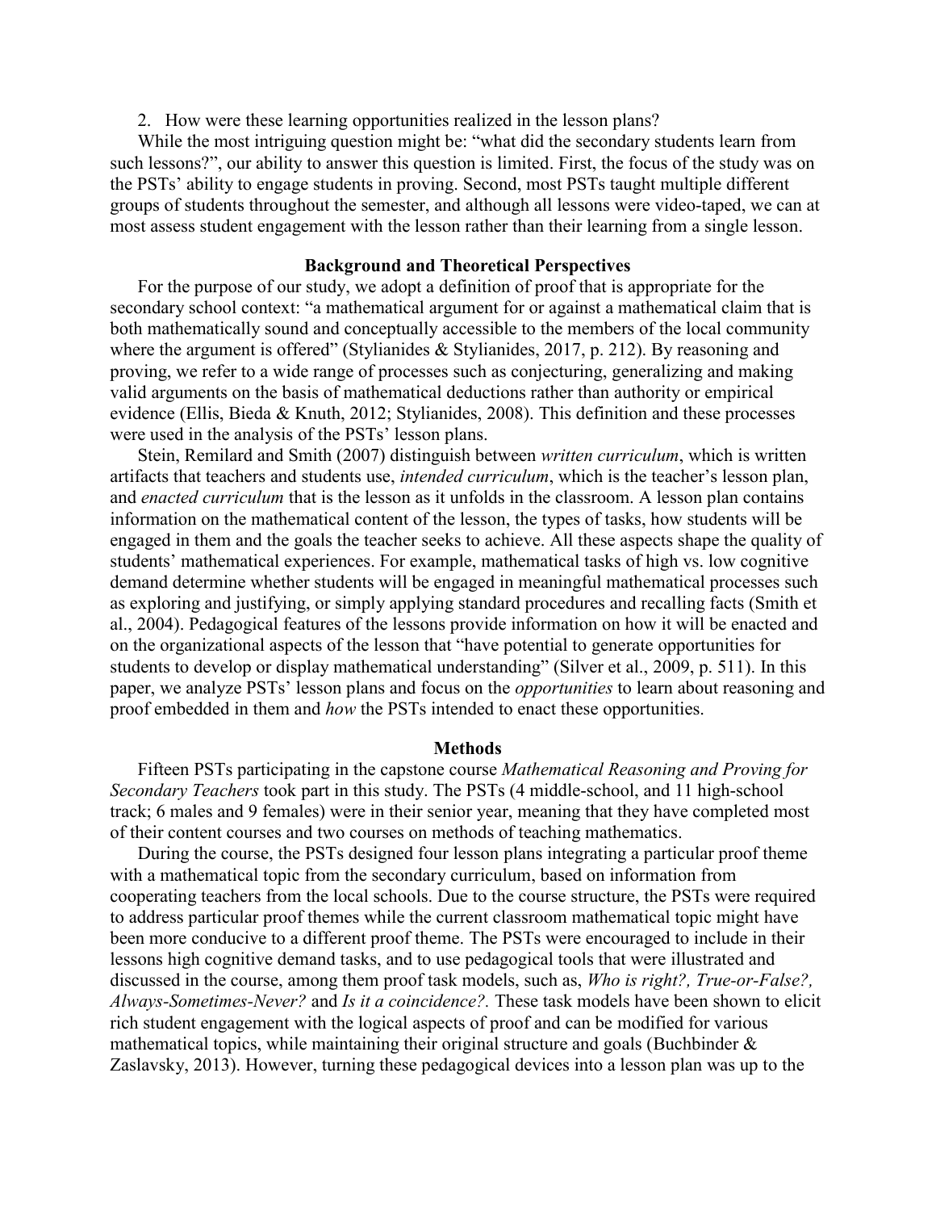2. How were these learning opportunities realized in the lesson plans?

While the most intriguing question might be: "what did the secondary students learn from such lessons?", our ability to answer this question is limited. First, the focus of the study was on the PSTs' ability to engage students in proving. Second, most PSTs taught multiple different groups of students throughout the semester, and although all lessons were video-taped, we can at most assess student engagement with the lesson rather than their learning from a single lesson.

## Background and Theoretical Perspectives

For the purpose of our study, we adopt a definition of proof that is appropriate for the secondary school context: "a mathematical argument for or against a mathematical claim that is both mathematically sound and conceptually accessible to the members of the local community where the argument is offered" (Stylianides & Stylianides, 2017, p. 212). By reasoning and proving, we refer to a wide range of processes such as conjecturing, generalizing and making valid arguments on the basis of mathematical deductions rather than authority or empirical evidence (Ellis, Bieda & Knuth, 2012; Stylianides, 2008). This definition and these processes were used in the analysis of the PSTs' lesson plans.

Stein, Remilard and Smith (2007) distinguish between *written curriculum*, which is written artifacts that teachers and students use, *intended curriculum*, which is the teacher's lesson plan, and *enacted curriculum* that is the lesson as it unfolds in the classroom. A lesson plan contains information on the mathematical content of the lesson, the types of tasks, how students will be engaged in them and the goals the teacher seeks to achieve. All these aspects shape the quality of students' mathematical experiences. For example, mathematical tasks of high vs. low cognitive demand determine whether students will be engaged in meaningful mathematical processes such as exploring and justifying, or simply applying standard procedures and recalling facts (Smith et al., 2004). Pedagogical features of the lessons provide information on how it will be enacted and on the organizational aspects of the lesson that "have potential to generate opportunities for students to develop or display mathematical understanding" (Silver et al., 2009, p. 511). In this paper, we analyze PSTs' lesson plans and focus on the *opportunities* to learn about reasoning and proof embedded in them and *how* the PSTs intended to enact these opportunities.

## Methods

Fifteen PSTs participating in the capstone course *Mathematical Reasoning and Proving for Secondary Teachers* took part in this study. The PSTs (4 middle-school, and 11 high-school track; 6 males and 9 females) were in their senior year, meaning that they have completed most of their content courses and two courses on methods of teaching mathematics.

During the course, the PSTs designed four lesson plans integrating a particular proof theme with a mathematical topic from the secondary curriculum, based on information from cooperating teachers from the local schools. Due to the course structure, the PSTs were required to address particular proof themes while the current classroom mathematical topic might have been more conducive to a different proof theme. The PSTs were encouraged to include in their lessons high cognitive demand tasks, and to use pedagogical tools that were illustrated and discussed in the course, among them proof task models, such as, *Who is right?, True-or-False?, Always-Sometimes-Never?* and *Is it a coincidence?.* These task models have been shown to elicit rich student engagement with the logical aspects of proof and can be modified for various mathematical topics, while maintaining their original structure and goals (Buchbinder & Zaslavsky, 2013). However, turning these pedagogical devices into a lesson plan was up to the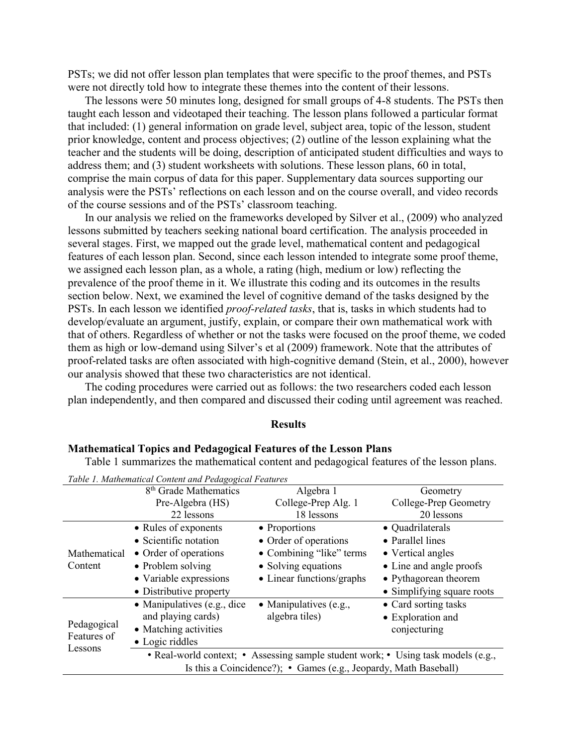PSTs; we did not offer lesson plan templates that were specific to the proof themes, and PSTs were not directly told how to integrate these themes into the content of their lessons.

The lessons were 50 minutes long, designed for small groups of 4-8 students. The PSTs then taught each lesson and videotaped their teaching. The lesson plans followed a particular format that included: (1) general information on grade level, subject area, topic of the lesson, student prior knowledge, content and process objectives; (2) outline of the lesson explaining what the teacher and the students will be doing, description of anticipated student difficulties and ways to address them; and (3) student worksheets with solutions. These lesson plans, 60 in total, comprise the main corpus of data for this paper. Supplementary data sources supporting our analysis were the PSTs' reflections on each lesson and on the course overall, and video records of the course sessions and of the PSTs' classroom teaching.

In our analysis we relied on the frameworks developed by Silver et al., (2009) who analyzed lessons submitted by teachers seeking national board certification. The analysis proceeded in several stages. First, we mapped out the grade level, mathematical content and pedagogical features of each lesson plan. Second, since each lesson intended to integrate some proof theme, we assigned each lesson plan, as a whole, a rating (high, medium or low) reflecting the prevalence of the proof theme in it. We illustrate this coding and its outcomes in the results section below. Next, we examined the level of cognitive demand of the tasks designed by the PSTs. In each lesson we identified *proof-related tasks*, that is, tasks in which students had to develop/evaluate an argument, justify, explain, or compare their own mathematical work with that of others. Regardless of whether or not the tasks were focused on the proof theme, we coded them as high or low-demand using Silver's et al (2009) framework. Note that the attributes of proof-related tasks are often associated with high-cognitive demand (Stein, et al., 2000), however our analysis showed that these two characteristics are not identical.

The coding procedures were carried out as follows: the two researchers coded each lesson plan independently, and then compared and discussed their coding until agreement was reached.

## Results

### Mathematical Topics and Pedagogical Features of the Lesson Plans

Table 1 summarizes the mathematical content and pedagogical features of the lesson plans.

*Table 1. Mathematical Content and Pedagogical Features*

| | 8th Grade Mathematics<br>Pre-Algebra (HS)<br>22 lessons | Algebra 1<br>College-Prep Alg. 1<br>18 lessons | Geometry<br>College-Prep Geometry<br>20 lessons |
|---|---|---|---|
| Mathematical Content | • Rules of exponents<br>• Scientific notation<br>• Order of operations<br>• Problem solving<br>• Variable expressions<br>• Distributive property | • Proportions<br>• Order of operations<br>• Combining "like" terms<br>• Solving equations<br>• Linear functions/graphs | • Quadrilaterals<br>• Parallel lines<br>• Vertical angles<br>• Line and angle proofs<br>• Pythagorean theorem<br>• Simplifying square roots |
| Pedagogical Features of Lessons | • Manipulatives (e.g., dice and playing cards)<br>• Matching activities<br>• Logic riddles | • Manipulatives (e.g., algebra tiles) | • Card sorting tasks<br>• Exploration and conjecturing |
| | • Real-world context; • Assessing sample student work; • Using task models (e.g., Is this a Coincidence?); • Games (e.g., Jeopardy, Math Baseball) | | |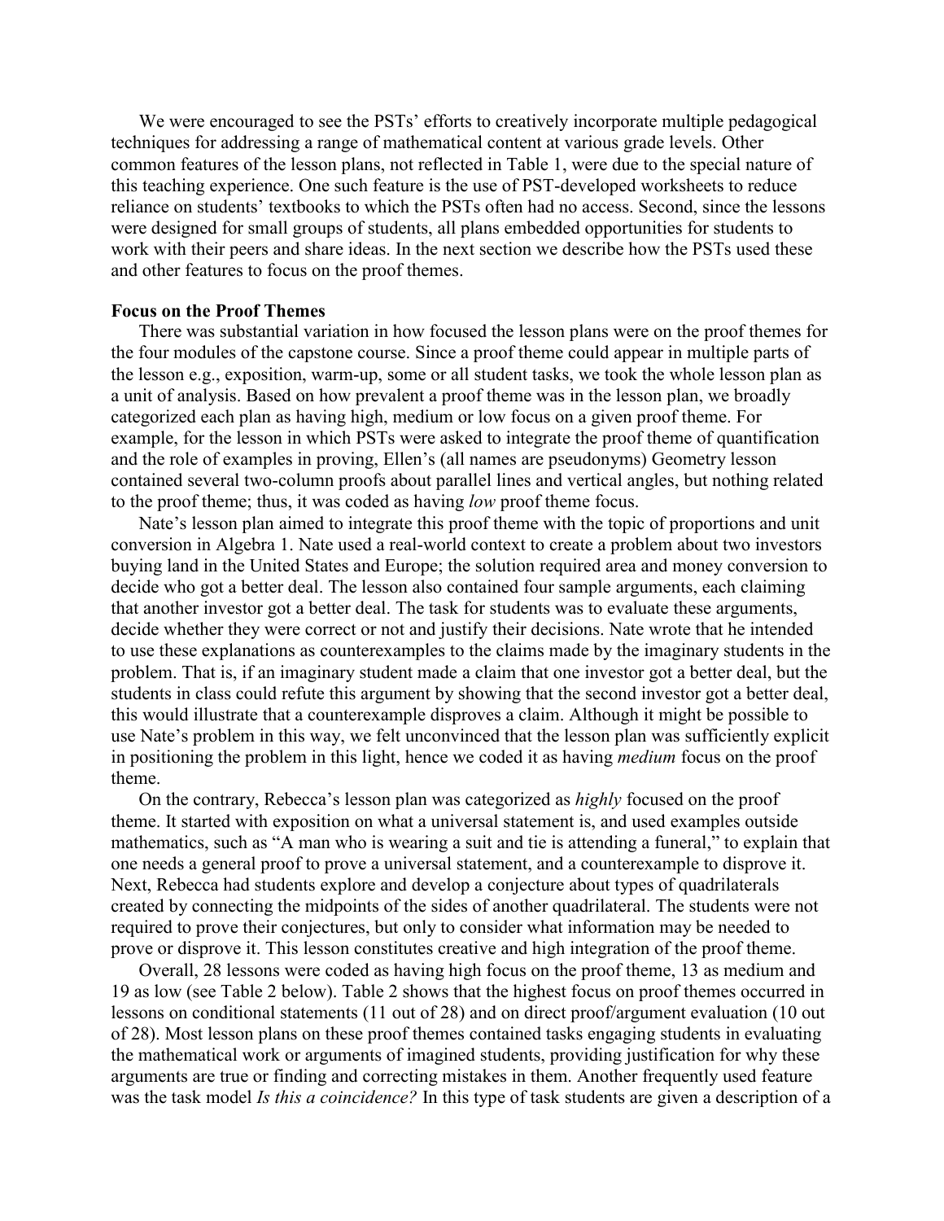We were encouraged to see the PSTs' efforts to creatively incorporate multiple pedagogical techniques for addressing a range of mathematical content at various grade levels. Other common features of the lesson plans, not reflected in Table 1, were due to the special nature of this teaching experience. One such feature is the use of PST-developed worksheets to reduce reliance on students' textbooks to which the PSTs often had no access. Second, since the lessons were designed for small groups of students, all plans embedded opportunities for students to work with their peers and share ideas. In the next section we describe how the PSTs used these and other features to focus on the proof themes.

**Focus on the Proof Themes**

There was substantial variation in how focused the lesson plans were on the proof themes for the four modules of the capstone course. Since a proof theme could appear in multiple parts of the lesson e.g., exposition, warm-up, some or all student tasks, we took the whole lesson plan as a unit of analysis. Based on how prevalent a proof theme was in the lesson plan, we broadly categorized each plan as having high, medium or low focus on a given proof theme. For example, for the lesson in which PSTs were asked to integrate the proof theme of quantification and the role of examples in proving, Ellen's (all names are pseudonyms) Geometry lesson contained several two-column proofs about parallel lines and vertical angles, but nothing related to the proof theme; thus, it was coded as having *low* proof theme focus.

Nate's lesson plan aimed to integrate this proof theme with the topic of proportions and unit conversion in Algebra 1. Nate used a real-world context to create a problem about two investors buying land in the United States and Europe; the solution required area and money conversion to decide who got a better deal. The lesson also contained four sample arguments, each claiming that another investor got a better deal. The task for students was to evaluate these arguments, decide whether they were correct or not and justify their decisions. Nate wrote that he intended to use these explanations as counterexamples to the claims made by the imaginary students in the problem. That is, if an imaginary student made a claim that one investor got a better deal, but the students in class could refute this argument by showing that the second investor got a better deal, this would illustrate that a counterexample disproves a claim. Although it might be possible to use Nate's problem in this way, we felt unconvinced that the lesson plan was sufficiently explicit in positioning the problem in this light, hence we coded it as having *medium* focus on the proof theme.

On the contrary, Rebecca's lesson plan was categorized as *highly* focused on the proof theme. It started with exposition on what a universal statement is, and used examples outside mathematics, such as "A man who is wearing a suit and tie is attending a funeral," to explain that one needs a general proof to prove a universal statement, and a counterexample to disprove it. Next, Rebecca had students explore and develop a conjecture about types of quadrilaterals created by connecting the midpoints of the sides of another quadrilateral. The students were not required to prove their conjectures, but only to consider what information may be needed to prove or disprove it. This lesson constitutes creative and high integration of the proof theme.

Overall, 28 lessons were coded as having high focus on the proof theme, 13 as medium and 19 as low (see Table 2 below). Table 2 shows that the highest focus on proof themes occurred in lessons on conditional statements (11 out of 28) and on direct proof/argument evaluation (10 out of 28). Most lesson plans on these proof themes contained tasks engaging students in evaluating the mathematical work or arguments of imagined students, providing justification for why these arguments are true or finding and correcting mistakes in them. Another frequently used feature was the task model *Is this a coincidence?* In this type of task students are given a description of a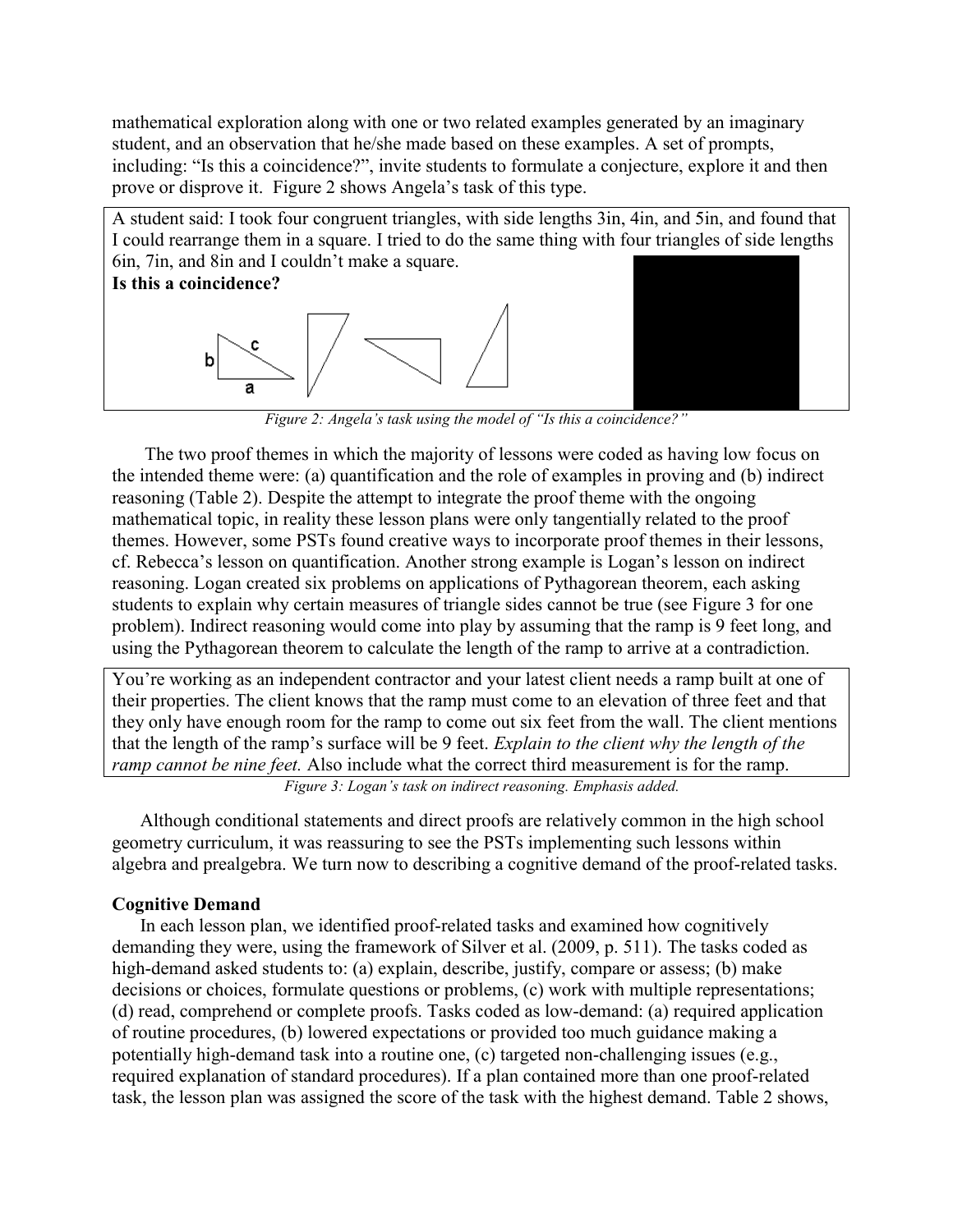mathematical exploration along with one or two related examples generated by an imaginary student, and an observation that he/she made based on these examples. A set of prompts, including: "Is this a coincidence?", invite students to formulate a conjecture, explore it and then prove or disprove it. Figure 2 shows Angela's task of this type.

> A student said: I took four congruent triangles, with side lengths 3in, 4in, and 5in, and found that I could rearrange them in a square. I tried to do the same thing with four triangles of side lengths 6in, 7in, and 8in and I couldn't make a square.
>
> **Is this a coincidence?**

*Figure 2: Angela's task using the model of "Is this a coincidence?"*

The two proof themes in which the majority of lessons were coded as having low focus on the intended theme were: (a) quantification and the role of examples in proving and (b) indirect reasoning (Table 2). Despite the attempt to integrate the proof theme with the ongoing mathematical topic, in reality these lesson plans were only tangentially related to the proof themes. However, some PSTs found creative ways to incorporate proof themes in their lessons, cf. Rebecca's lesson on quantification. Another strong example is Logan's lesson on indirect reasoning. Logan created six problems on applications of Pythagorean theorem, each asking students to explain why certain measures of triangle sides cannot be true (see Figure 3 for one problem). Indirect reasoning would come into play by assuming that the ramp is 9 feet long, and using the Pythagorean theorem to calculate the length of the ramp to arrive at a contradiction.

> You're working as an independent contractor and your latest client needs a ramp built at one of their properties. The client knows that the ramp must come to an elevation of three feet and that they only have enough room for the ramp to come out six feet from the wall. The client mentions that the length of the ramp's surface will be 9 feet. *Explain to the client why the length of the ramp cannot be nine feet.* Also include what the correct third measurement is for the ramp.

*Figure 3: Logan's task on indirect reasoning. Emphasis added.*

Although conditional statements and direct proofs are relatively common in the high school geometry curriculum, it was reassuring to see the PSTs implementing such lessons within algebra and prealgebra. We turn now to describing a cognitive demand of the proof-related tasks.

### Cognitive Demand

In each lesson plan, we identified proof-related tasks and examined how cognitively demanding they were, using the framework of Silver et al. (2009, p. 511). The tasks coded as high-demand asked students to: (a) explain, describe, justify, compare or assess; (b) make decisions or choices, formulate questions or problems, (c) work with multiple representations; (d) read, comprehend or complete proofs. Tasks coded as low-demand: (a) required application of routine procedures, (b) lowered expectations or provided too much guidance making a potentially high-demand task into a routine one, (c) targeted non-challenging issues (e.g., required explanation of standard procedures). If a plan contained more than one proof-related task, the lesson plan was assigned the score of the task with the highest demand. Table 2 shows,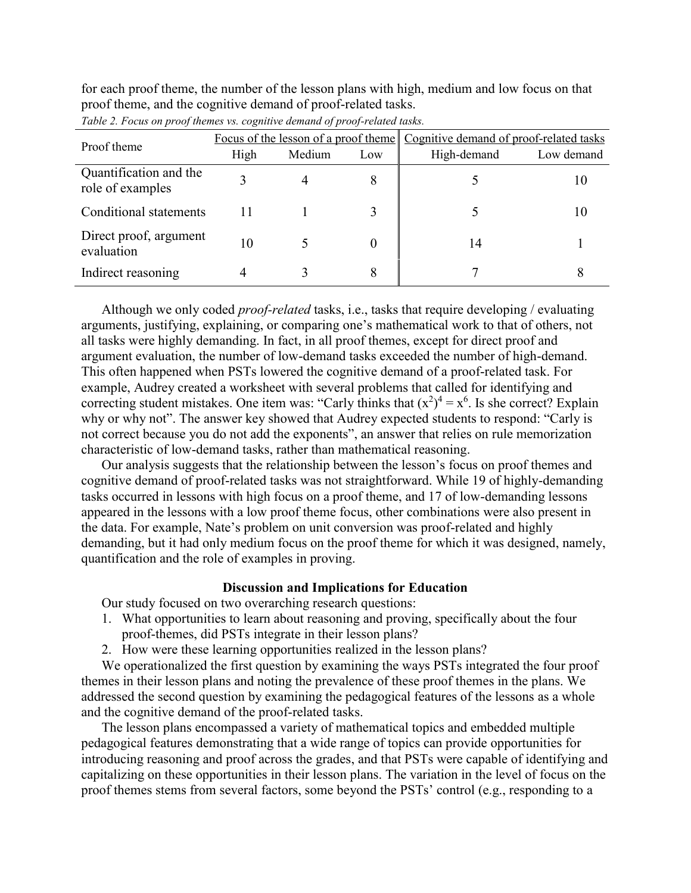for each proof theme, the number of the lesson plans with high, medium and low focus on that proof theme, and the cognitive demand of proof-related tasks.

*Table 2. Focus on proof themes vs. cognitive demand of proof-related tasks.*

| Proof theme | Focus of the lesson of a proof theme | | | Cognitive demand of proof-related tasks | |
|---|---|---|---|---|---|
| | High | Medium | Low | High-demand | Low demand |
| Quantification and the role of examples | 3 | 4 | 8 | 5 | 10 |
| Conditional statements | 11 | 1 | 3 | 5 | 10 |
| Direct proof, argument evaluation | 10 | 5 | 0 | 14 | 1 |
| Indirect reasoning | 4 | 3 | 8 | 7 | 8 |

Although we only coded *proof-related* tasks, i.e., tasks that require developing / evaluating arguments, justifying, explaining, or comparing one's mathematical work to that of others, not all tasks were highly demanding. In fact, in all proof themes, except for direct proof and argument evaluation, the number of low-demand tasks exceeded the number of high-demand. This often happened when PSTs lowered the cognitive demand of a proof-related task. For example, Audrey created a worksheet with several problems that called for identifying and correcting student mistakes. One item was: "Carly thinks that $(x^2)^4 = x^6$. Is she correct? Explain why or why not". The answer key showed that Audrey expected students to respond: "Carly is not correct because you do not add the exponents", an answer that relies on rule memorization characteristic of low-demand tasks, rather than mathematical reasoning.

Our analysis suggests that the relationship between the lesson's focus on proof themes and cognitive demand of proof-related tasks was not straightforward. While 19 of highly-demanding tasks occurred in lessons with high focus on a proof theme, and 17 of low-demanding lessons appeared in the lessons with a low proof theme focus, other combinations were also present in the data. For example, Nate's problem on unit conversion was proof-related and highly demanding, but it had only medium focus on the proof theme for which it was designed, namely, quantification and the role of examples in proving.

## Discussion and Implications for Education

Our study focused on two overarching research questions:

1. What opportunities to learn about reasoning and proving, specifically about the four proof-themes, did PSTs integrate in their lesson plans?
2. How were these learning opportunities realized in the lesson plans?

We operationalized the first question by examining the ways PSTs integrated the four proof themes in their lesson plans and noting the prevalence of these proof themes in the plans. We addressed the second question by examining the pedagogical features of the lessons as a whole and the cognitive demand of the proof-related tasks.

The lesson plans encompassed a variety of mathematical topics and embedded multiple pedagogical features demonstrating that a wide range of topics can provide opportunities for introducing reasoning and proof across the grades, and that PSTs were capable of identifying and capitalizing on these opportunities in their lesson plans. The variation in the level of focus on the proof themes stems from several factors, some beyond the PSTs' control (e.g., responding to a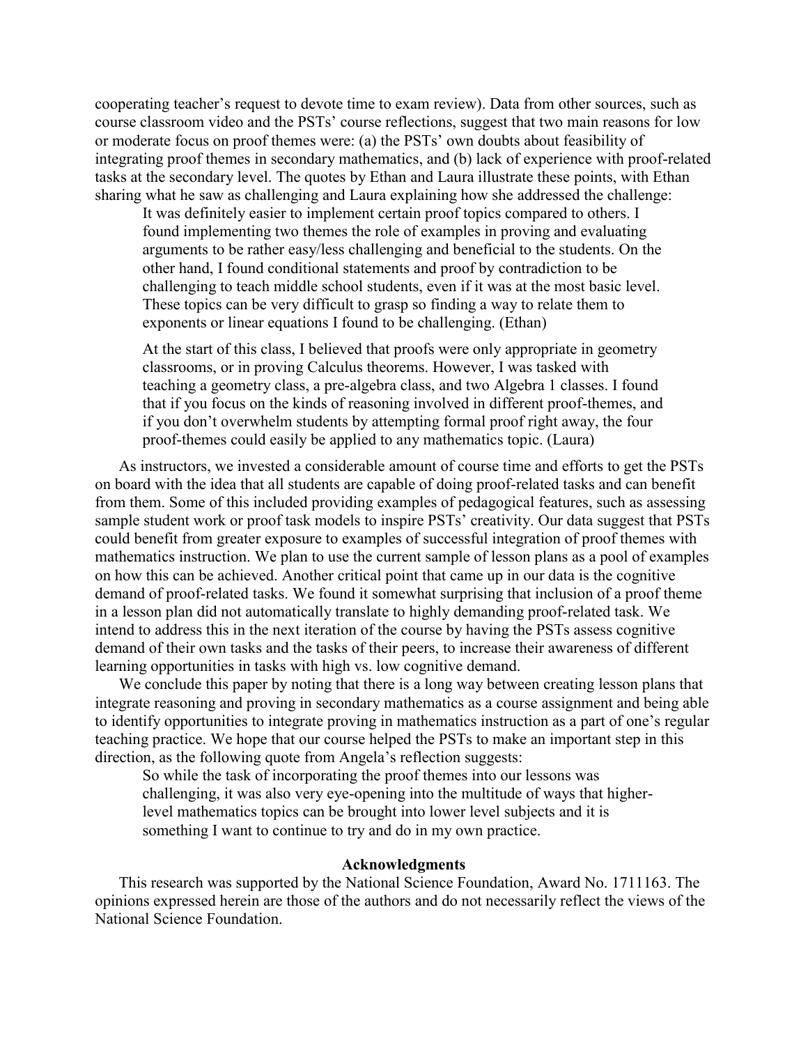cooperating teacher's request to devote time to exam review). Data from other sources, such as course classroom video and the PSTs' course reflections, suggest that two main reasons for low or moderate focus on proof themes were: (a) the PSTs' own doubts about feasibility of integrating proof themes in secondary mathematics, and (b) lack of experience with proof-related tasks at the secondary level. The quotes by Ethan and Laura illustrate these points, with Ethan sharing what he saw as challenging and Laura explaining how she addressed the challenge:

> It was definitely easier to implement certain proof topics compared to others. I found implementing two themes the role of examples in proving and evaluating arguments to be rather easy/less challenging and beneficial to the students. On the other hand, I found conditional statements and proof by contradiction to be challenging to teach middle school students, even if it was at the most basic level. These topics can be very difficult to grasp so finding a way to relate them to exponents or linear equations I found to be challenging. (Ethan)

> At the start of this class, I believed that proofs were only appropriate in geometry classrooms, or in proving Calculus theorems. However, I was tasked with teaching a geometry class, a pre-algebra class, and two Algebra 1 classes. I found that if you focus on the kinds of reasoning involved in different proof-themes, and if you don't overwhelm students by attempting formal proof right away, the four proof-themes could easily be applied to any mathematics topic. (Laura)

As instructors, we invested a considerable amount of course time and efforts to get the PSTs on board with the idea that all students are capable of doing proof-related tasks and can benefit from them. Some of this included providing examples of pedagogical features, such as assessing sample student work or proof task models to inspire PSTs' creativity. Our data suggest that PSTs could benefit from greater exposure to examples of successful integration of proof themes with mathematics instruction. We plan to use the current sample of lesson plans as a pool of examples on how this can be achieved. Another critical point that came up in our data is the cognitive demand of proof-related tasks. We found it somewhat surprising that inclusion of a proof theme in a lesson plan did not automatically translate to highly demanding proof-related task. We intend to address this in the next iteration of the course by having the PSTs assess cognitive demand of their own tasks and the tasks of their peers, to increase their awareness of different learning opportunities in tasks with high vs. low cognitive demand.

We conclude this paper by noting that there is a long way between creating lesson plans that integrate reasoning and proving in secondary mathematics as a course assignment and being able to identify opportunities to integrate proving in mathematics instruction as a part of one's regular teaching practice. We hope that our course helped the PSTs to make an important step in this direction, as the following quote from Angela's reflection suggests:

> So while the task of incorporating the proof themes into our lessons was challenging, it was also very eye-opening into the multitude of ways that higher-level mathematics topics can be brought into lower level subjects and it is something I want to continue to try and do in my own practice.

## Acknowledgments

This research was supported by the National Science Foundation, Award No. 1711163. The opinions expressed herein are those of the authors and do not necessarily reflect the views of the National Science Foundation.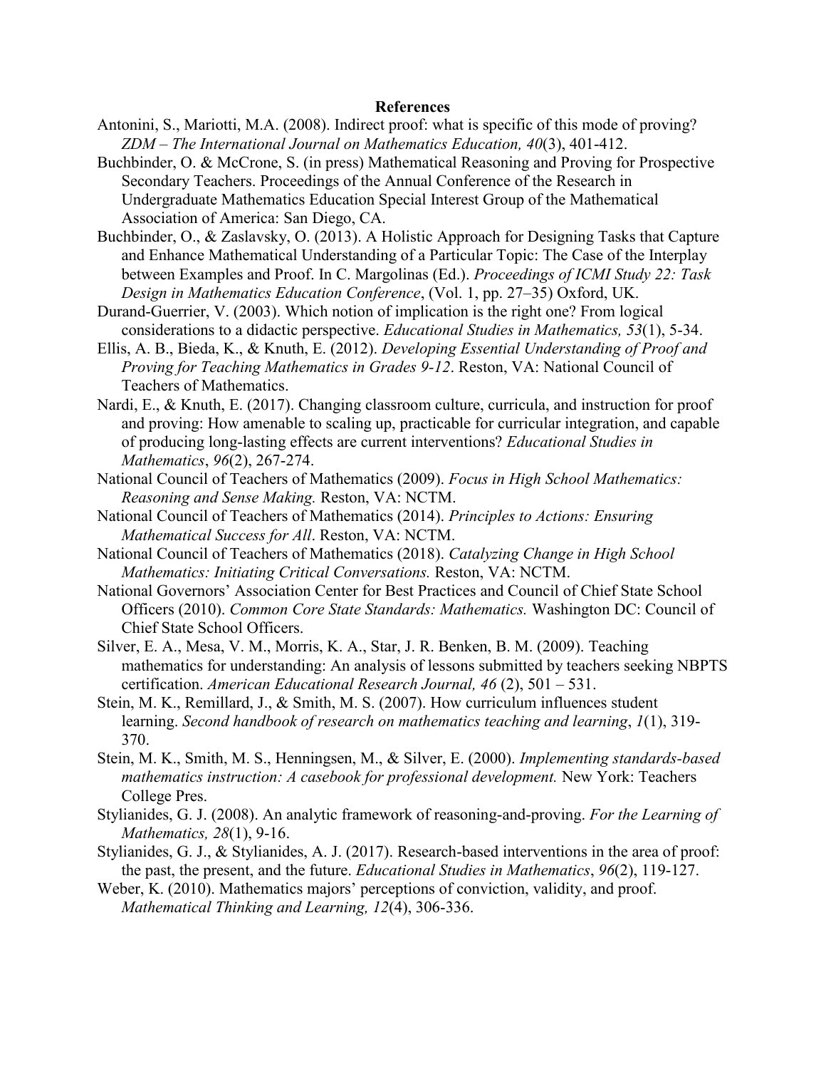## References

Antonini, S., Mariotti, M.A. (2008). Indirect proof: what is specific of this mode of proving? *ZDM – The International Journal on Mathematics Education, 40*(3), 401-412.

Buchbinder, O. & McCrone, S. (in press) Mathematical Reasoning and Proving for Prospective Secondary Teachers. Proceedings of the Annual Conference of the Research in Undergraduate Mathematics Education Special Interest Group of the Mathematical Association of America: San Diego, CA.

Buchbinder, O., & Zaslavsky, O. (2013). A Holistic Approach for Designing Tasks that Capture and Enhance Mathematical Understanding of a Particular Topic: The Case of the Interplay between Examples and Proof. In C. Margolinas (Ed.). *Proceedings of ICMI Study 22: Task Design in Mathematics Education Conference*, (Vol. 1, pp. 27–35) Oxford, UK.

Durand-Guerrier, V. (2003). Which notion of implication is the right one? From logical considerations to a didactic perspective. *Educational Studies in Mathematics, 53*(1), 5-34.

Ellis, A. B., Bieda, K., & Knuth, E. (2012). *Developing Essential Understanding of Proof and Proving for Teaching Mathematics in Grades 9-12*. Reston, VA: National Council of Teachers of Mathematics.

Nardi, E., & Knuth, E. (2017). Changing classroom culture, curricula, and instruction for proof and proving: How amenable to scaling up, practicable for curricular integration, and capable of producing long-lasting effects are current interventions? *Educational Studies in Mathematics*, *96*(2), 267-274.

National Council of Teachers of Mathematics (2009). *Focus in High School Mathematics: Reasoning and Sense Making.* Reston, VA: NCTM.

National Council of Teachers of Mathematics (2014). *Principles to Actions: Ensuring Mathematical Success for All*. Reston, VA: NCTM.

National Council of Teachers of Mathematics (2018). *Catalyzing Change in High School Mathematics: Initiating Critical Conversations.* Reston, VA: NCTM.

National Governors' Association Center for Best Practices and Council of Chief State School Officers (2010). *Common Core State Standards: Mathematics.* Washington DC: Council of Chief State School Officers.

Silver, E. A., Mesa, V. M., Morris, K. A., Star, J. R. Benken, B. M. (2009). Teaching mathematics for understanding: An analysis of lessons submitted by teachers seeking NBPTS certification. *American Educational Research Journal, 46* (2), 501 – 531.

Stein, M. K., Remillard, J., & Smith, M. S. (2007). How curriculum influences student learning. *Second handbook of research on mathematics teaching and learning*, *1*(1), 319-370.

Stein, M. K., Smith, M. S., Henningsen, M., & Silver, E. (2000). *Implementing standards-based mathematics instruction: A casebook for professional development.* New York: Teachers College Pres.

Stylianides, G. J. (2008). An analytic framework of reasoning-and-proving. *For the Learning of Mathematics, 28*(1), 9-16.

Stylianides, G. J., & Stylianides, A. J. (2017). Research-based interventions in the area of proof: the past, the present, and the future. *Educational Studies in Mathematics*, *96*(2), 119-127.

Weber, K. (2010). Mathematics majors' perceptions of conviction, validity, and proof. *Mathematical Thinking and Learning, 12*(4), 306-336.